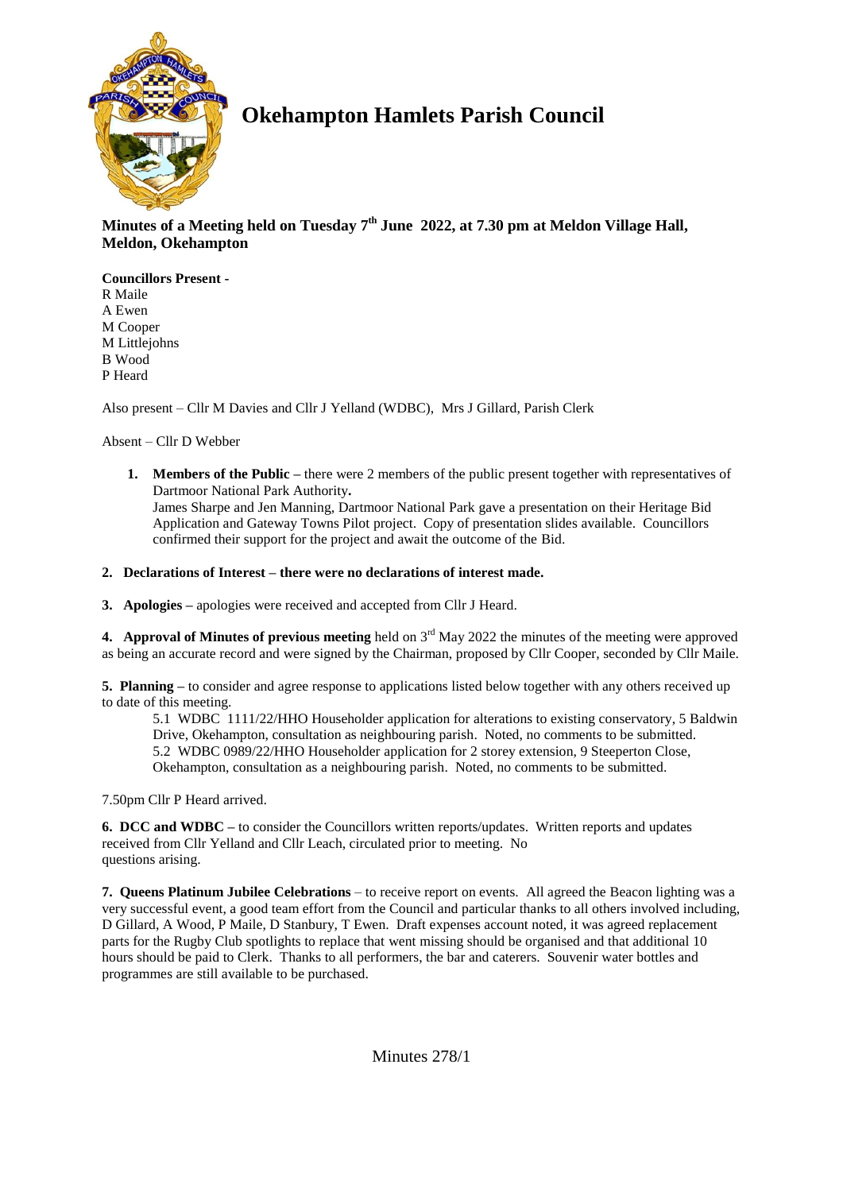# Okehampton Hamlets Parish Council

**Minutes of a Meeting held on Tuesday 7th June 2022, at 7.30 pm at Meldon Village Hall, Meldon, Okehampton**

**Councillors Present -**
R Maile
A Ewen
M Cooper
M Littlejohns
B Wood
P Heard

Also present – Cllr M Davies and Cllr J Yelland (WDBC), Mrs J Gillard, Parish Clerk

Absent – Cllr D Webber

1. **Members of the Public –** there were 2 members of the public present together with representatives of Dartmoor National Park Authority**.**
   James Sharpe and Jen Manning, Dartmoor National Park gave a presentation on their Heritage Bid Application and Gateway Towns Pilot project. Copy of presentation slides available. Councillors confirmed their support for the project and await the outcome of the Bid.

2. **Declarations of Interest – there were no declarations of interest made.**

3. **Apologies –** apologies were received and accepted from Cllr J Heard.

**4. Approval of Minutes of previous meeting** held on 3rd May 2022 the minutes of the meeting were approved as being an accurate record and were signed by the Chairman, proposed by Cllr Cooper, seconded by Cllr Maile.

**5. Planning –** to consider and agree response to applications listed below together with any others received up to date of this meeting.

5.1 WDBC 1111/22/HHO Householder application for alterations to existing conservatory, 5 Baldwin Drive, Okehampton, consultation as neighbouring parish. Noted, no comments to be submitted.
5.2 WDBC 0989/22/HHO Householder application for 2 storey extension, 9 Steeperton Close, Okehampton, consultation as a neighbouring parish. Noted, no comments to be submitted.

7.50pm Cllr P Heard arrived.

**6. DCC and WDBC –** to consider the Councillors written reports/updates. Written reports and updates received from Cllr Yelland and Cllr Leach, circulated prior to meeting. No questions arising.

**7. Queens Platinum Jubilee Celebrations** – to receive report on events. All agreed the Beacon lighting was a very successful event, a good team effort from the Council and particular thanks to all others involved including, D Gillard, A Wood, P Maile, D Stanbury, T Ewen. Draft expenses account noted, it was agreed replacement parts for the Rugby Club spotlights to replace that went missing should be organised and that additional 10 hours should be paid to Clerk. Thanks to all performers, the bar and caterers. Souvenir water bottles and programmes are still available to be purchased.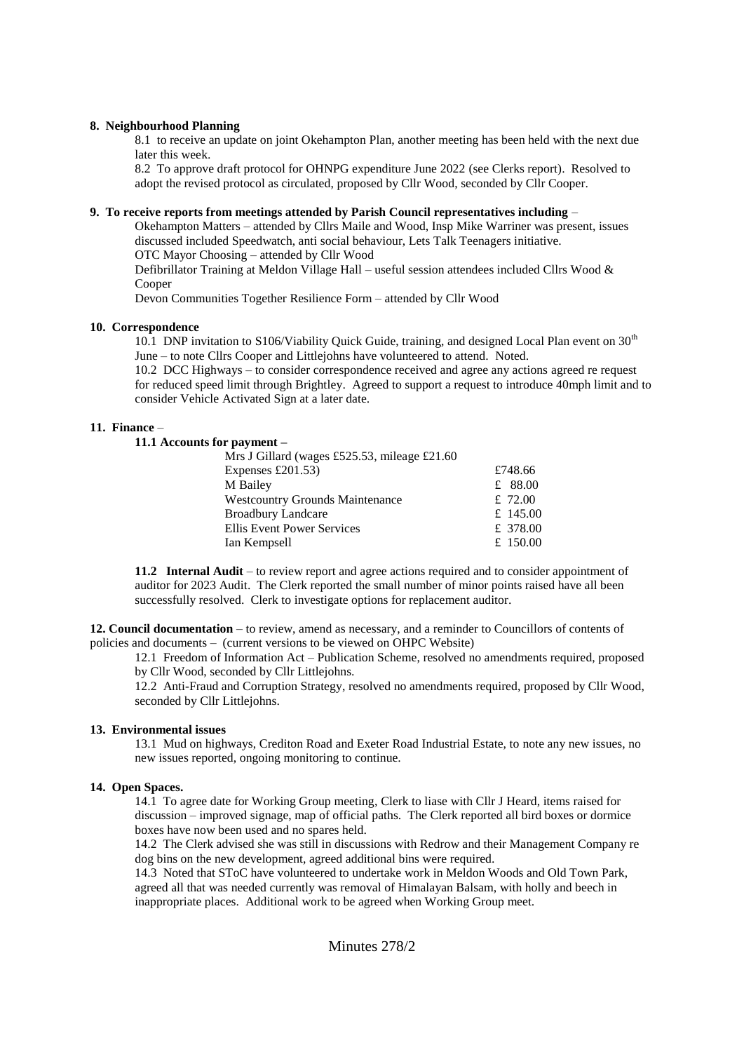**8. Neighbourhood Planning**

8.1 to receive an update on joint Okehampton Plan, another meeting has been held with the next due later this week.

8.2 To approve draft protocol for OHNPG expenditure June 2022 (see Clerks report). Resolved to adopt the revised protocol as circulated, proposed by Cllr Wood, seconded by Cllr Cooper.

**9. To receive reports from meetings attended by Parish Council representatives including** –

Okehampton Matters – attended by Cllrs Maile and Wood, Insp Mike Warriner was present, issues discussed included Speedwatch, anti social behaviour, Lets Talk Teenagers initiative.

OTC Mayor Choosing – attended by Cllr Wood

Defibrillator Training at Meldon Village Hall – useful session attendees included Cllrs Wood & Cooper

Devon Communities Together Resilience Form – attended by Cllr Wood

**10. Correspondence**

10.1 DNP invitation to S106/Viability Quick Guide, training, and designed Local Plan event on 30th June – to note Cllrs Cooper and Littlejohns have volunteered to attend. Noted.

10.2 DCC Highways – to consider correspondence received and agree any actions agreed re request for reduced speed limit through Brightley. Agreed to support a request to introduce 40mph limit and to consider Vehicle Activated Sign at a later date.

**11. Finance** –

**11.1 Accounts for payment –**

| | |
|---|---|
| Mrs J Gillard (wages £525.53, mileage £21.60 Expenses £201.53) | £748.66 |
| M Bailey | £ 88.00 |
| Westcountry Grounds Maintenance | £ 72.00 |
| Broadbury Landcare | £ 145.00 |
| Ellis Event Power Services | £ 378.00 |
| Ian Kempsell | £ 150.00 |

**11.2 Internal Audit** – to review report and agree actions required and to consider appointment of auditor for 2023 Audit. The Clerk reported the small number of minor points raised have all been successfully resolved. Clerk to investigate options for replacement auditor.

**12. Council documentation** – to review, amend as necessary, and a reminder to Councillors of contents of policies and documents – (current versions to be viewed on OHPC Website)

12.1 Freedom of Information Act – Publication Scheme, resolved no amendments required, proposed by Cllr Wood, seconded by Cllr Littlejohns.

12.2 Anti-Fraud and Corruption Strategy, resolved no amendments required, proposed by Cllr Wood, seconded by Cllr Littlejohns.

**13. Environmental issues**

13.1 Mud on highways, Crediton Road and Exeter Road Industrial Estate, to note any new issues, no new issues reported, ongoing monitoring to continue.

**14. Open Spaces.**

14.1 To agree date for Working Group meeting, Clerk to liase with Cllr J Heard, items raised for discussion – improved signage, map of official paths. The Clerk reported all bird boxes or dormice boxes have now been used and no spares held.

14.2 The Clerk advised she was still in discussions with Redrow and their Management Company re dog bins on the new development, agreed additional bins were required.

14.3 Noted that SToC have volunteered to undertake work in Meldon Woods and Old Town Park, agreed all that was needed currently was removal of Himalayan Balsam, with holly and beech in inappropriate places. Additional work to be agreed when Working Group meet.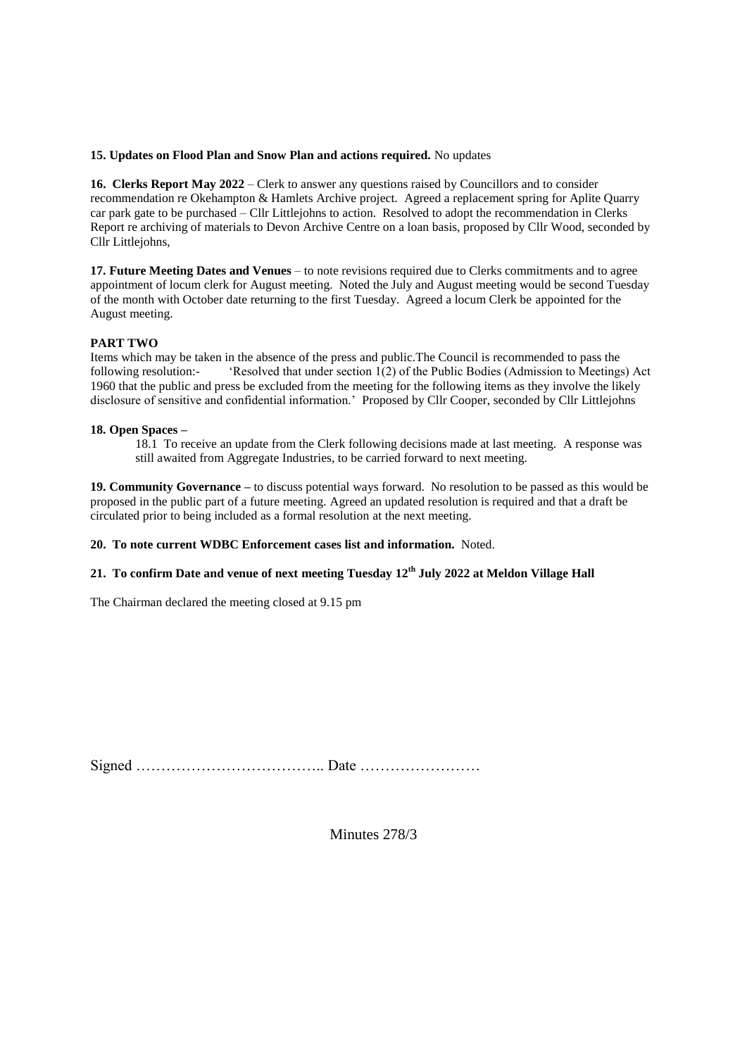**15. Updates on Flood Plan and Snow Plan and actions required.** No updates

**16. Clerks Report May 2022** – Clerk to answer any questions raised by Councillors and to consider recommendation re Okehampton & Hamlets Archive project. Agreed a replacement spring for Aplite Quarry car park gate to be purchased – Cllr Littlejohns to action. Resolved to adopt the recommendation in Clerks Report re archiving of materials to Devon Archive Centre on a loan basis, proposed by Cllr Wood, seconded by Cllr Littlejohns,

**17. Future Meeting Dates and Venues** – to note revisions required due to Clerks commitments and to agree appointment of locum clerk for August meeting. Noted the July and August meeting would be second Tuesday of the month with October date returning to the first Tuesday. Agreed a locum Clerk be appointed for the August meeting.

**PART TWO**

Items which may be taken in the absence of the press and public.The Council is recommended to pass the following resolution:- 'Resolved that under section 1(2) of the Public Bodies (Admission to Meetings) Act 1960 that the public and press be excluded from the meeting for the following items as they involve the likely disclosure of sensitive and confidential information.' Proposed by Cllr Cooper, seconded by Cllr Littlejohns

**18. Open Spaces –**

18.1 To receive an update from the Clerk following decisions made at last meeting. A response was still awaited from Aggregate Industries, to be carried forward to next meeting.

**19. Community Governance –** to discuss potential ways forward. No resolution to be passed as this would be proposed in the public part of a future meeting. Agreed an updated resolution is required and that a draft be circulated prior to being included as a formal resolution at the next meeting.

**20. To note current WDBC Enforcement cases list and information.** Noted.

**21. To confirm Date and venue of next meeting Tuesday 12th July 2022 at Meldon Village Hall**

The Chairman declared the meeting closed at 9.15 pm

Signed ……………………………….. Date ……………………

Minutes 278/3